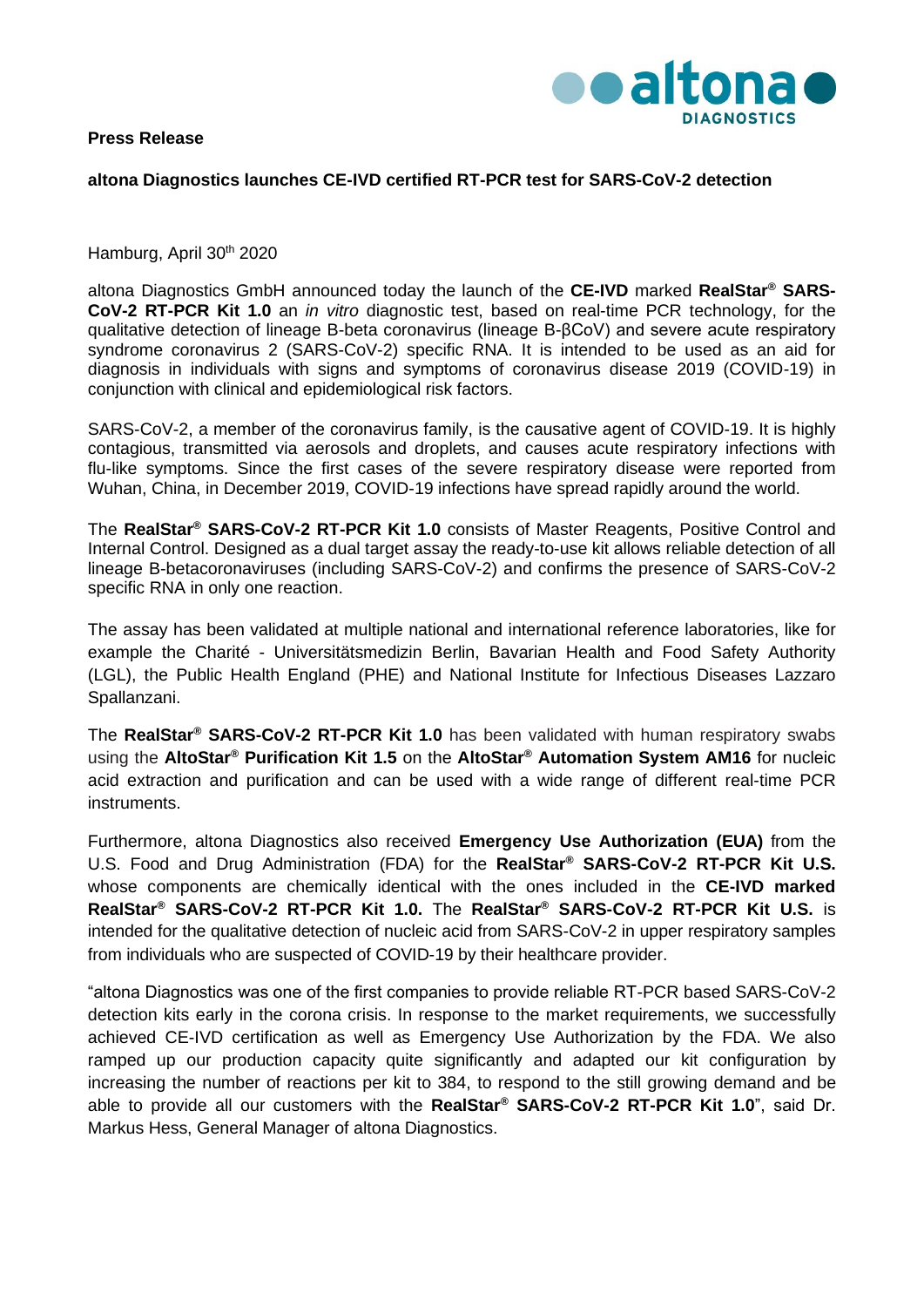**Press Release**

**altona Diagnostics launches CE-IVD certified RT-PCR test for SARS-CoV-2 detection**

Hamburg, April 30th 2020

altona Diagnostics GmbH announced today the launch of the **CE-IVD** marked **RealStar® SARS-CoV-2 RT-PCR Kit 1.0** an *in vitro* diagnostic test, based on real-time PCR technology, for the qualitative detection of lineage B-beta coronavirus (lineage B-βCoV) and severe acute respiratory syndrome coronavirus 2 (SARS-CoV-2) specific RNA. It is intended to be used as an aid for diagnosis in individuals with signs and symptoms of coronavirus disease 2019 (COVID-19) in conjunction with clinical and epidemiological risk factors.

SARS-CoV-2, a member of the coronavirus family, is the causative agent of COVID-19. It is highly contagious, transmitted via aerosols and droplets, and causes acute respiratory infections with flu-like symptoms. Since the first cases of the severe respiratory disease were reported from Wuhan, China, in December 2019, COVID-19 infections have spread rapidly around the world.

The **RealStar® SARS-CoV-2 RT-PCR Kit 1.0** consists of Master Reagents, Positive Control and Internal Control. Designed as a dual target assay the ready-to-use kit allows reliable detection of all lineage B-betacoronaviruses (including SARS-CoV-2) and confirms the presence of SARS-CoV-2 specific RNA in only one reaction.

The assay has been validated at multiple national and international reference laboratories, like for example the Charité - Universitätsmedizin Berlin, Bavarian Health and Food Safety Authority (LGL), the Public Health England (PHE) and National Institute for Infectious Diseases Lazzaro Spallanzani.

The **RealStar® SARS-CoV-2 RT-PCR Kit 1.0** has been validated with human respiratory swabs using the **AltoStar® Purification Kit 1.5** on the **AltoStar® Automation System AM16** for nucleic acid extraction and purification and can be used with a wide range of different real-time PCR instruments.

Furthermore, altona Diagnostics also received **Emergency Use Authorization (EUA)** from the U.S. Food and Drug Administration (FDA) for the **RealStar® SARS-CoV-2 RT-PCR Kit U.S.** whose components are chemically identical with the ones included in the **CE-IVD marked RealStar® SARS-CoV-2 RT-PCR Kit 1.0.** The **RealStar® SARS-CoV-2 RT-PCR Kit U.S.** is intended for the qualitative detection of nucleic acid from SARS-CoV-2 in upper respiratory samples from individuals who are suspected of COVID-19 by their healthcare provider.

"altona Diagnostics was one of the first companies to provide reliable RT-PCR based SARS-CoV-2 detection kits early in the corona crisis. In response to the market requirements, we successfully achieved CE-IVD certification as well as Emergency Use Authorization by the FDA. We also ramped up our production capacity quite significantly and adapted our kit configuration by increasing the number of reactions per kit to 384, to respond to the still growing demand and be able to provide all our customers with the **RealStar® SARS-CoV-2 RT-PCR Kit 1.0**", said Dr. Markus Hess, General Manager of altona Diagnostics.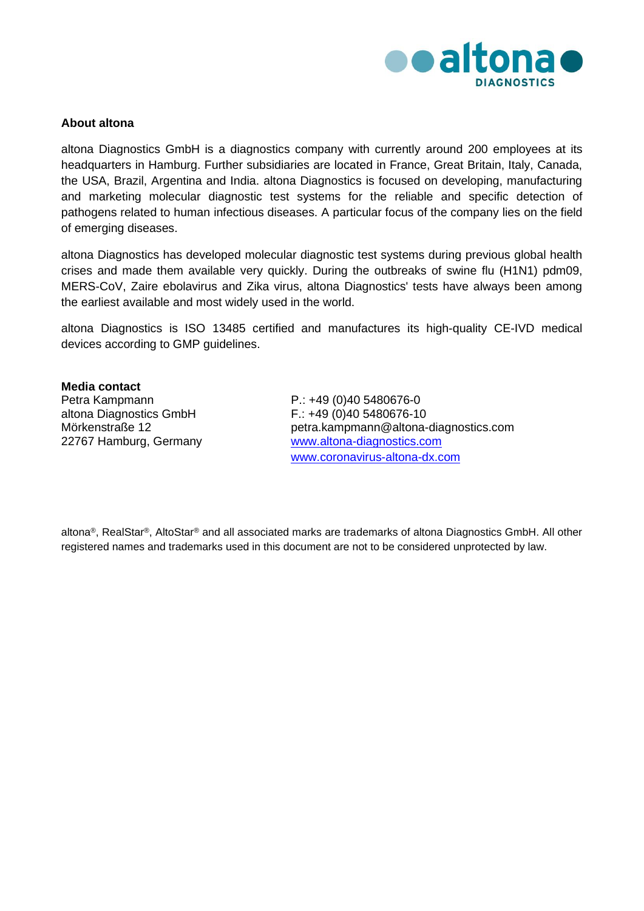**About altona**

altona Diagnostics GmbH is a diagnostics company with currently around 200 employees at its headquarters in Hamburg. Further subsidiaries are located in France, Great Britain, Italy, Canada, the USA, Brazil, Argentina and India. altona Diagnostics is focused on developing, manufacturing and marketing molecular diagnostic test systems for the reliable and specific detection of pathogens related to human infectious diseases. A particular focus of the company lies on the field of emerging diseases.

altona Diagnostics has developed molecular diagnostic test systems during previous global health crises and made them available very quickly. During the outbreaks of swine flu (H1N1) pdm09, MERS-CoV, Zaire ebolavirus and Zika virus, altona Diagnostics' tests have always been among the earliest available and most widely used in the world.

altona Diagnostics is ISO 13485 certified and manufactures its high-quality CE-IVD medical devices according to GMP guidelines.

**Media contact**

Petra Kampmann
altona Diagnostics GmbH
Mörkenstraße 12
22767 Hamburg, Germany

P.: +49 (0)40 5480676-0
F.: +49 (0)40 5480676-10
petra.kampmann@altona-diagnostics.com
www.altona-diagnostics.com
www.coronavirus-altona-dx.com

altona®, RealStar®, AltoStar® and all associated marks are trademarks of altona Diagnostics GmbH. All other registered names and trademarks used in this document are not to be considered unprotected by law.